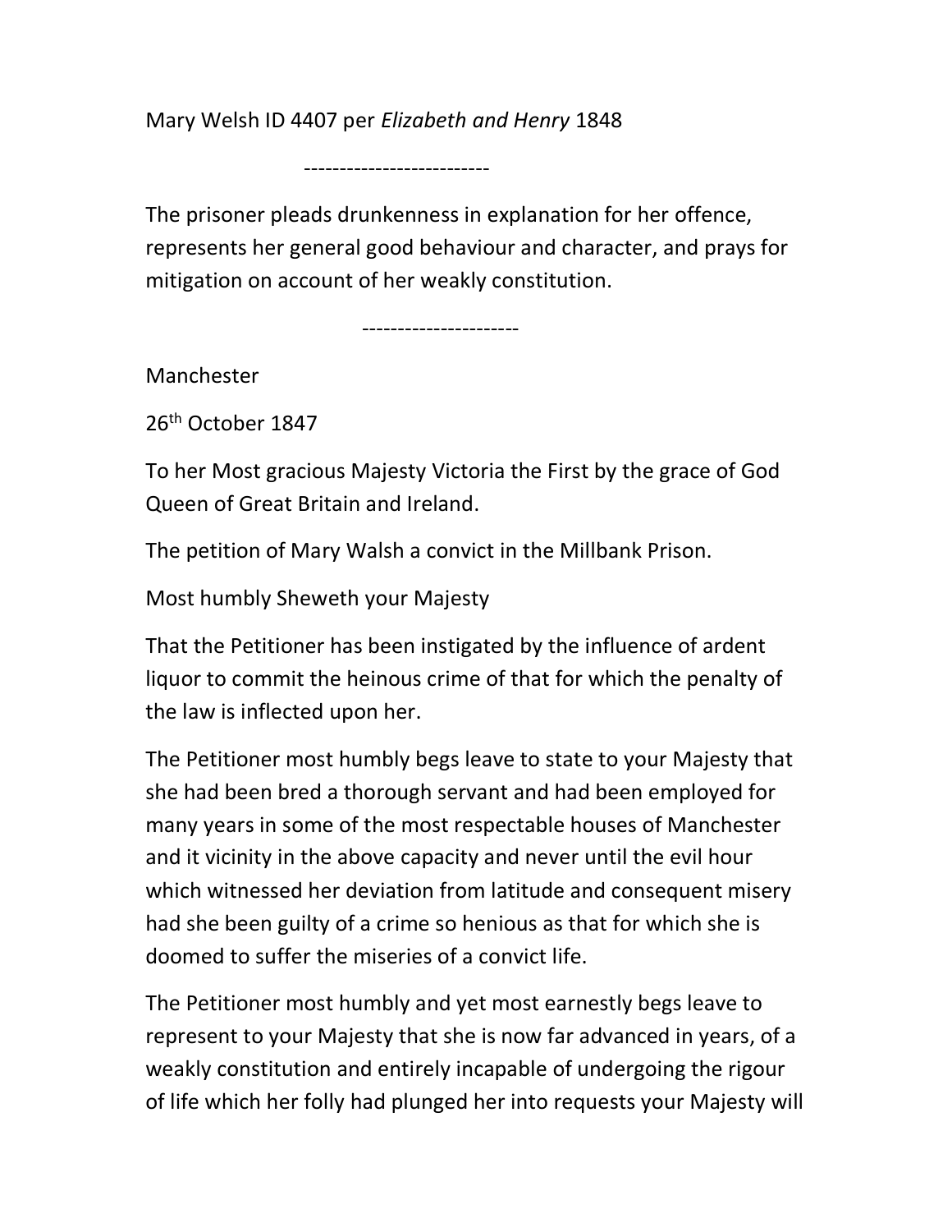Mary Welsh ID 4407 per *Elizabeth and Henry* 1848

--------------------------

The prisoner pleads drunkenness in explanation for her offence, represents her general good behaviour and character, and prays for mitigation on account of her weakly constitution.

----------------------

Manchester

26th October 1847

To her Most gracious Majesty Victoria the First by the grace of God Queen of Great Britain and Ireland.

The petition of Mary Walsh a convict in the Millbank Prison.

Most humbly Sheweth your Majesty

That the Petitioner has been instigated by the influence of ardent liquor to commit the heinous crime of that for which the penalty of the law is inflected upon her.

The Petitioner most humbly begs leave to state to your Majesty that she had been bred a thorough servant and had been employed for many years in some of the most respectable houses of Manchester and it vicinity in the above capacity and never until the evil hour which witnessed her deviation from latitude and consequent misery had she been guilty of a crime so henious as that for which she is doomed to suffer the miseries of a convict life.

The Petitioner most humbly and yet most earnestly begs leave to represent to your Majesty that she is now far advanced in years, of a weakly constitution and entirely incapable of undergoing the rigour of life which her folly had plunged her into requests your Majesty will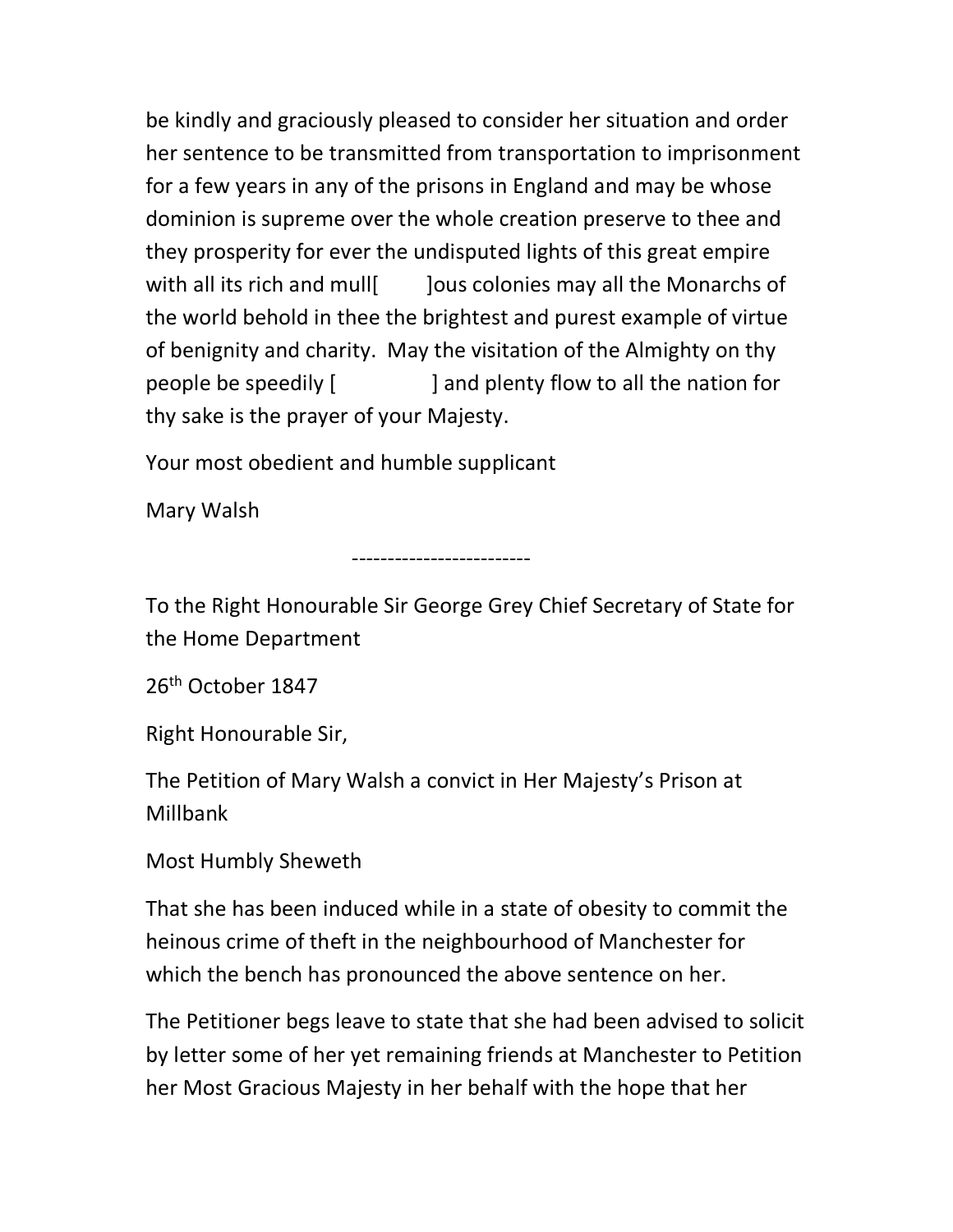be kindly and graciously pleased to consider her situation and order her sentence to be transmitted from transportation to imprisonment for a few years in any of the prisons in England and may be whose dominion is supreme over the whole creation preserve to thee and they prosperity for ever the undisputed lights of this great empire with all its rich and mull[ ]ous colonies may all the Monarchs of the world behold in thee the brightest and purest example of virtue of benignity and charity. May the visitation of the Almighty on thy people be speedily [ ] and plenty flow to all the nation for thy sake is the prayer of your Majesty.

Your most obedient and humble supplicant

Mary Walsh

-------------------------

To the Right Honourable Sir George Grey Chief Secretary of State for the Home Department

26th October 1847

Right Honourable Sir,

The Petition of Mary Walsh a convict in Her Majesty's Prison at Millbank

Most Humbly Sheweth

That she has been induced while in a state of obesity to commit the heinous crime of theft in the neighbourhood of Manchester for which the bench has pronounced the above sentence on her.

The Petitioner begs leave to state that she had been advised to solicit by letter some of her yet remaining friends at Manchester to Petition her Most Gracious Majesty in her behalf with the hope that her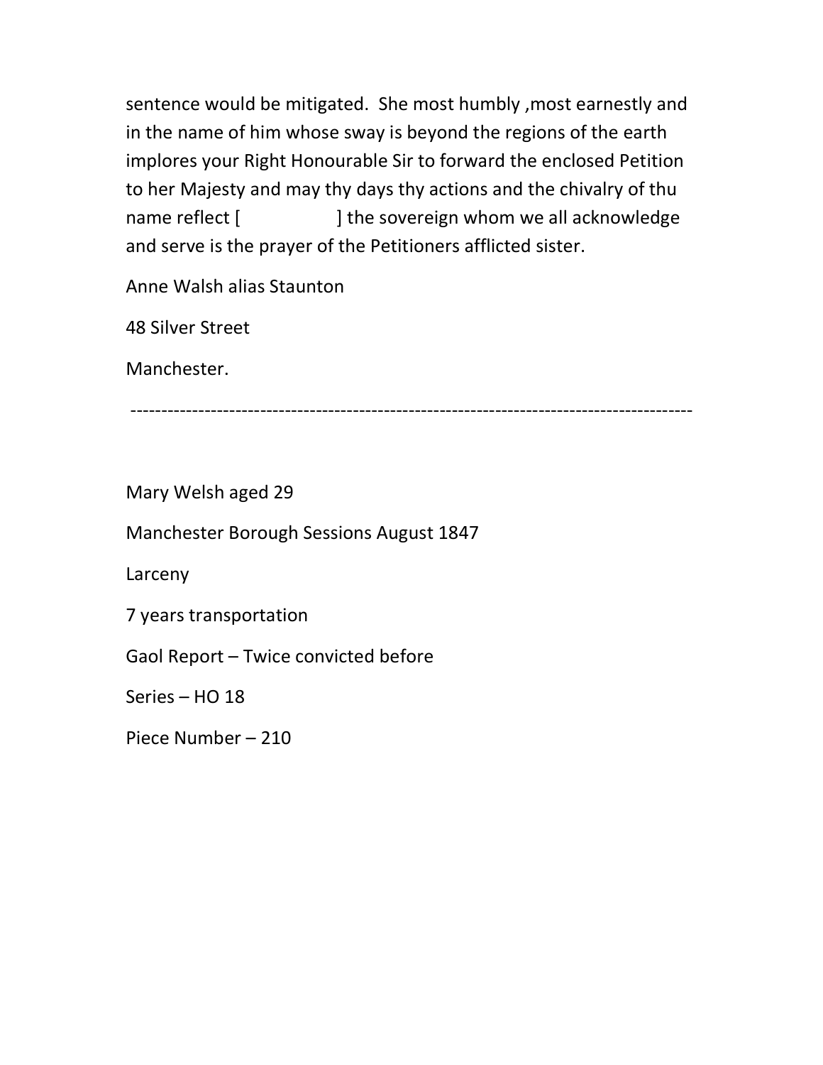sentence would be mitigated. She most humbly ,most earnestly and in the name of him whose sway is beyond the regions of the earth implores your Right Honourable Sir to forward the enclosed Petition to her Majesty and may thy days thy actions and the chivalry of thu name reflect [ ] the sovereign whom we all acknowledge and serve is the prayer of the Petitioners afflicted sister.

Anne Walsh alias Staunton

48 Silver Street

Manchester.

---

Mary Welsh aged 29

Manchester Borough Sessions August 1847

Larceny

7 years transportation

Gaol Report – Twice convicted before

Series – HO 18

Piece Number – 210